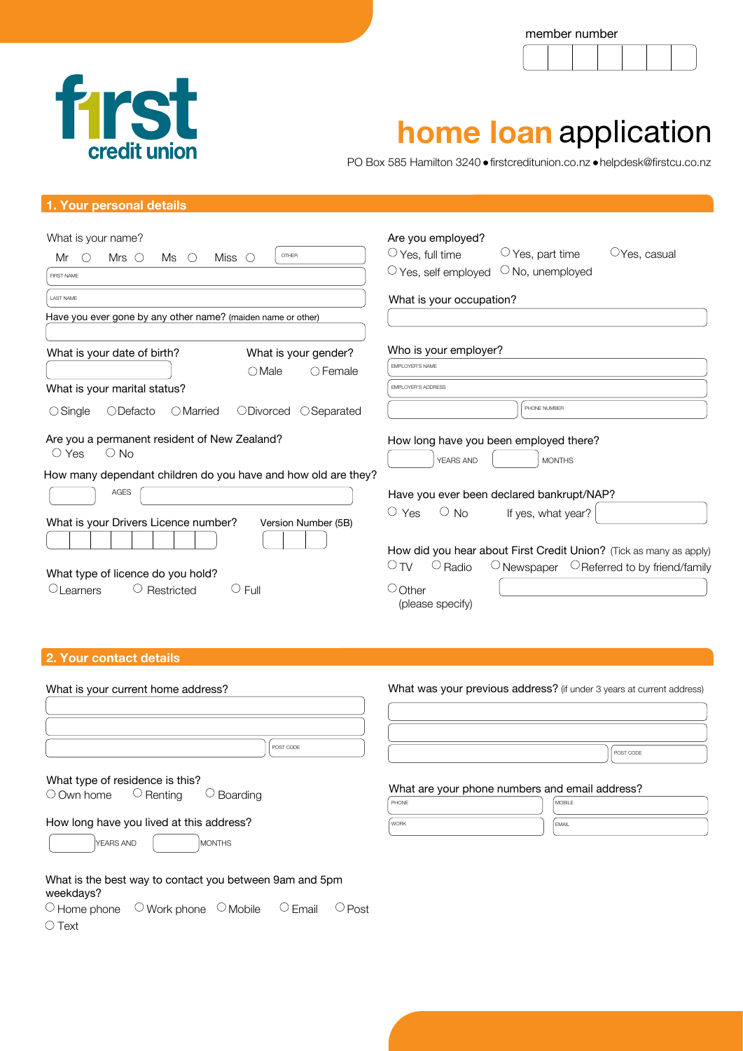member number

first credit union

# home loan application

PO Box 585 Hamilton 3240 ● firstcreditunion.co.nz ● helpdesk@firstcu.co.nz

## 1. Your personal details

What is your name?

Mr ○ Mrs ○ Ms ○ Miss ○ OTHER

FIRST NAME

LAST NAME

Have you ever gone by any other name? (maiden name or other)

What is your date of birth?

What is your gender?

○ Male ○ Female

What is your marital status?

○ Single ○ Defacto ○ Married ○ Divorced ○ Separated

Are you a permanent resident of New Zealand?

○ Yes ○ No

How many dependant children do you have and how old are they?

AGES

What is your Drivers Licence number?

Version Number (5B)

What type of licence do you hold?

○ Learners ○ Restricted ○ Full

Are you employed?

○ Yes, full time ○ Yes, part time ○ Yes, casual

○ Yes, self employed ○ No, unemployed

What is your occupation?

Who is your employer?

EMPLOYER'S NAME

EMPLOYER'S ADDRESS

PHONE NUMBER

How long have you been employed there?

YEARS AND MONTHS

Have you ever been declared bankrupt/NAP?

○ Yes ○ No If yes, what year?

How did you hear about First Credit Union? (Tick as many as apply)

○ TV ○ Radio ○ Newspaper ○ Referred to by friend/family

○ Other (please specify)

## 2. Your contact details

What is your current home address?

POST CODE

What type of residence is this?

○ Own home ○ Renting ○ Boarding

How long have you lived at this address?

YEARS AND MONTHS

What is the best way to contact you between 9am and 5pm weekdays?

○ Home phone ○ Work phone ○ Mobile ○ Email ○ Post

○ Text

What was your previous address? (if under 3 years at current address)

POST CODE

What are your phone numbers and email address?

PHONE

MOBILE

WORK

EMAIL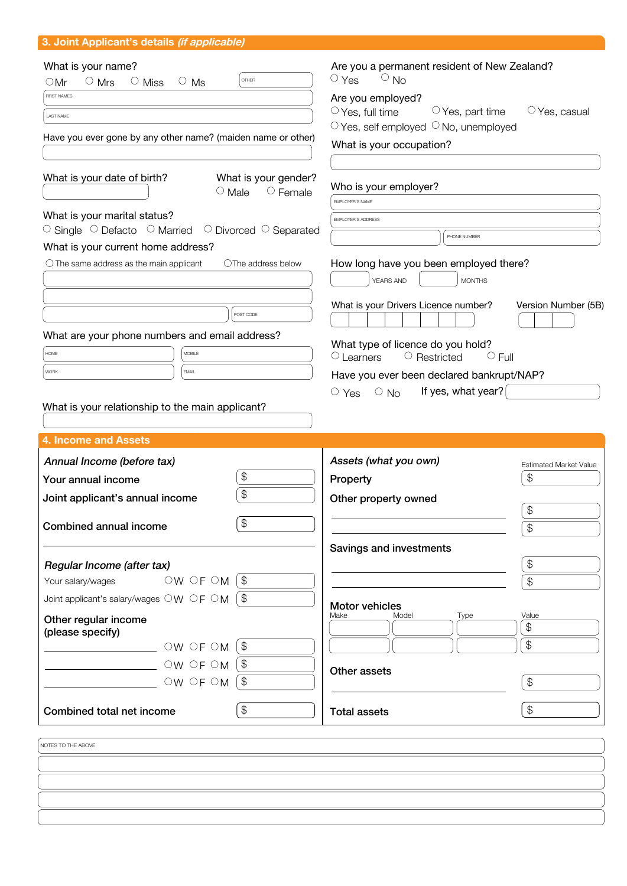## 3. Joint Applicant's details *(if applicable)*

What is your name?

○ Mr ○ Mrs ○ Miss ○ Ms  OTHER

FIRST NAMES

LAST NAME

Have you ever gone by any other name? (maiden name or other)

What is your date of birth?

What is your gender?
○ Male ○ Female

What is your marital status?
○ Single ○ Defacto ○ Married ○ Divorced ○ Separated

What is your current home address?
○ The same address as the main applicant ○ The address below

POST CODE

What are your phone numbers and email address?

HOME | MOBILE
WORK | EMAIL

What is your relationship to the main applicant?

Are you a permanent resident of New Zealand?
○ Yes ○ No

Are you employed?
○ Yes, full time ○ Yes, part time ○ Yes, casual
○ Yes, self employed ○ No, unemployed

What is your occupation?

Who is your employer?

EMPLOYER'S NAME

EMPLOYER'S ADDRESS

PHONE NUMBER

How long have you been employed there?
YEARS AND MONTHS

What is your Drivers Licence number?

Version Number (5B)

What type of licence do you hold?
○ Learners ○ Restricted ○ Full

Have you ever been declared bankrupt/NAP?
○ Yes ○ No If yes, what year?

## 4. Income and Assets

*Annual Income (before tax)*

**Your annual income** $

**Joint applicant's annual income** $

**Combined annual income** $

*Regular Income (after tax)*

Your salary/wages ○ W ○ F ○ M $

Joint applicant's salary/wages ○ W ○ F ○ M $

**Other regular income (please specify)**

________ ○ W ○ F ○ M $

________ ○ W ○ F ○ M $

________ ○ W ○ F ○ M $

**Combined total net income** $

*Assets (what you own)*

Estimated Market Value

**Property** $

**Other property owned**

________ $

________ $

**Savings and investments**

________ $

________ $

**Motor vehicles**

| Make | Model | Type | Value |
| --- | --- | --- | --- |
| | | | $ |
| | | | $ |

**Other assets**

________ $

**Total assets** $

NOTES TO THE ABOVE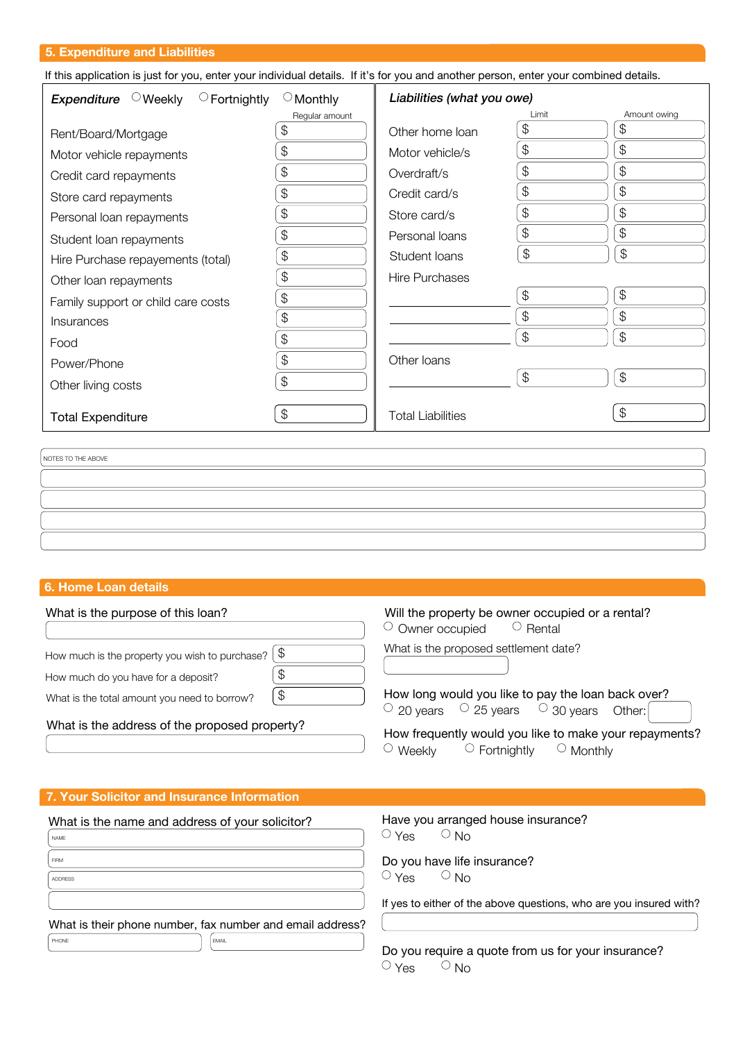## 5. Expenditure and Liabilities

If this application is just for you, enter your individual details. If it's for you and another person, enter your combined details.

***Expenditure*** ○ Weekly ○ Fortnightly ○ Monthly

| | Regular amount |
|---|---|
| Rent/Board/Mortgage | $ |
| Motor vehicle repayments | $ |
| Credit card repayments | $ |
| Store card repayments | $ |
| Personal loan repayments | $ |
| Student loan repayments | $ |
| Hire Purchase repayments (total) | $ |
| Other loan repayments | $ |
| Family support or child care costs | $ |
| Insurances | $ |
| Food | $ |
| Power/Phone | $ |
| Other living costs | $ |
| **Total Expenditure** | $ |

***Liabilities (what you owe)***

| | Limit | Amount owing |
|---|---|---|
| Other home loan | $ | $ |
| Motor vehicle/s | $ | $ |
| Overdraft/s | $ | $ |
| Credit card/s | $ | $ |
| Store card/s | $ | $ |
| Personal loans | $ | $ |
| Student loans | $ | $ |
| Hire Purchases | | |
| ______________ | $ | $ |
| ______________ | $ | $ |
| ______________ | $ | $ |
| Other loans | | |
| ______________ | $ | $ |
| Total Liabilities | | $ |

NOTES TO THE ABOVE

## 6. Home Loan details

What is the purpose of this loan?

How much is the property you wish to purchase? $

How much do you have for a deposit? $

What is the total amount you need to borrow? $

What is the address of the proposed property?

Will the property be owner occupied or a rental?
○ Owner occupied ○ Rental

What is the proposed settlement date?

How long would you like to pay the loan back over?
○ 20 years ○ 25 years ○ 30 years Other:

How frequently would you like to make your repayments?
○ Weekly ○ Fortnightly ○ Monthly

## 7. Your Solicitor and Insurance Information

What is the name and address of your solicitor?

NAME

FIRM

ADDRESS

What is their phone number, fax number and email address?

PHONE

EMAIL

Have you arranged house insurance?
○ Yes ○ No

Do you have life insurance?
○ Yes ○ No

If yes to either of the above questions, who are you insured with?

Do you require a quote from us for your insurance?
○ Yes ○ No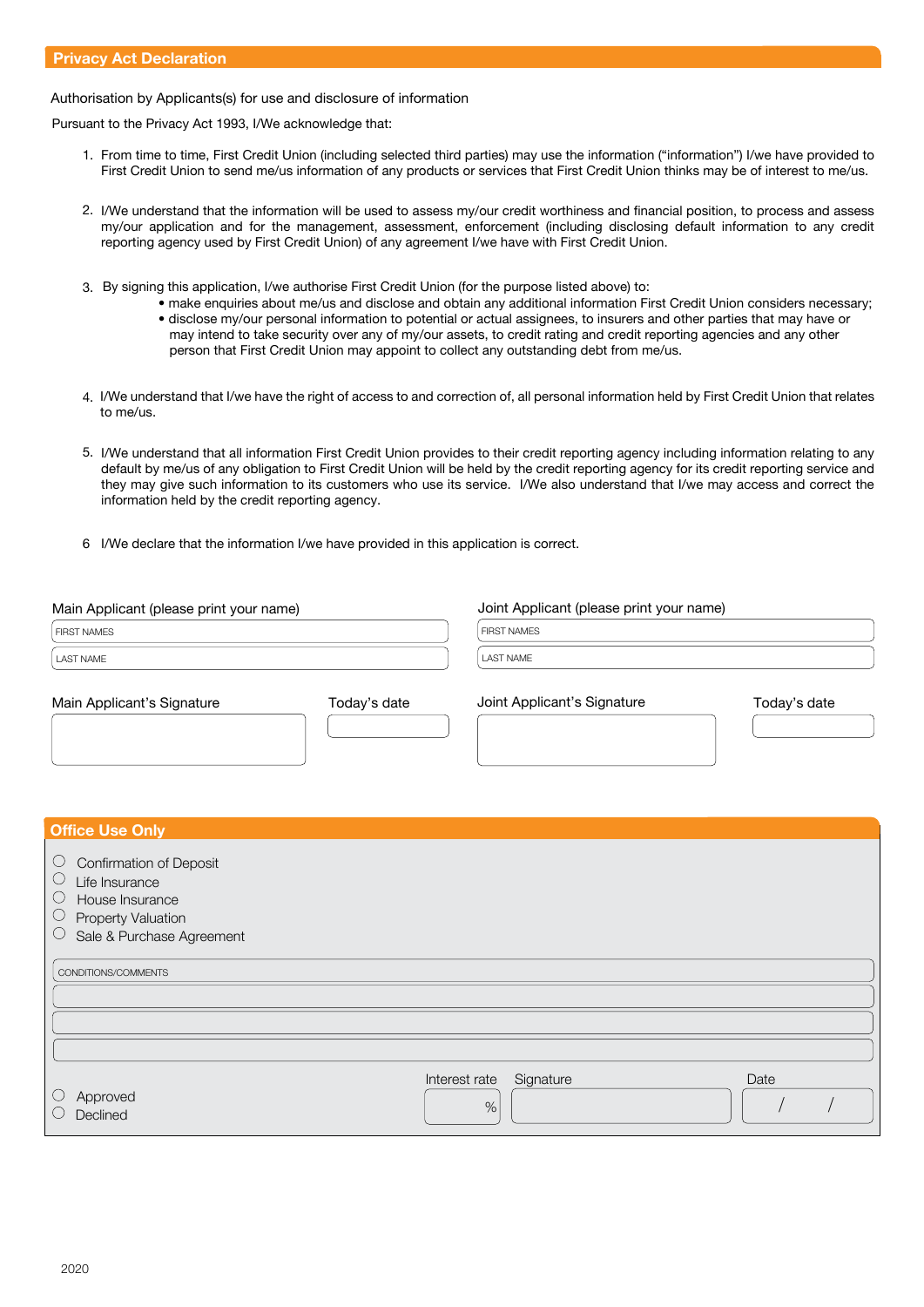## Privacy Act Declaration

Authorisation by Applicants(s) for use and disclosure of information

Pursuant to the Privacy Act 1993, I/We acknowledge that:

1. From time to time, First Credit Union (including selected third parties) may use the information ("information") I/we have provided to First Credit Union to send me/us information of any products or services that First Credit Union thinks may be of interest to me/us.

2. I/We understand that the information will be used to assess my/our credit worthiness and financial position, to process and assess my/our application and for the management, assessment, enforcement (including disclosing default information to any credit reporting agency used by First Credit Union) of any agreement I/we have with First Credit Union.

3. By signing this application, I/we authorise First Credit Union (for the purpose listed above) to:
   - make enquiries about me/us and disclose and obtain any additional information First Credit Union considers necessary;
   - disclose my/our personal information to potential or actual assignees, to insurers and other parties that may have or may intend to take security over any of my/our assets, to credit rating and credit reporting agencies and any other person that First Credit Union may appoint to collect any outstanding debt from me/us.

4. I/We understand that I/we have the right of access to and correction of, all personal information held by First Credit Union that relates to me/us.

5. I/We understand that all information First Credit Union provides to their credit reporting agency including information relating to any default by me/us of any obligation to First Credit Union will be held by the credit reporting agency for its credit reporting service and they may give such information to its customers who use its service. I/We also understand that I/we may access and correct the information held by the credit reporting agency.

6 I/We declare that the information I/we have provided in this application is correct.

Main Applicant (please print your name)

FIRST NAMES

LAST NAME

Joint Applicant (please print your name)

FIRST NAMES

LAST NAME

Main Applicant's Signature

Today's date

Joint Applicant's Signature

Today's date

## Office Use Only

- ○ Confirmation of Deposit
- ○ Life Insurance
- ○ House Insurance
- ○ Property Valuation
- ○ Sale & Purchase Agreement

CONDITIONS/COMMENTS

- ○ Approved
- ○ Declined

Interest rate %

Signature

Date / /

2020